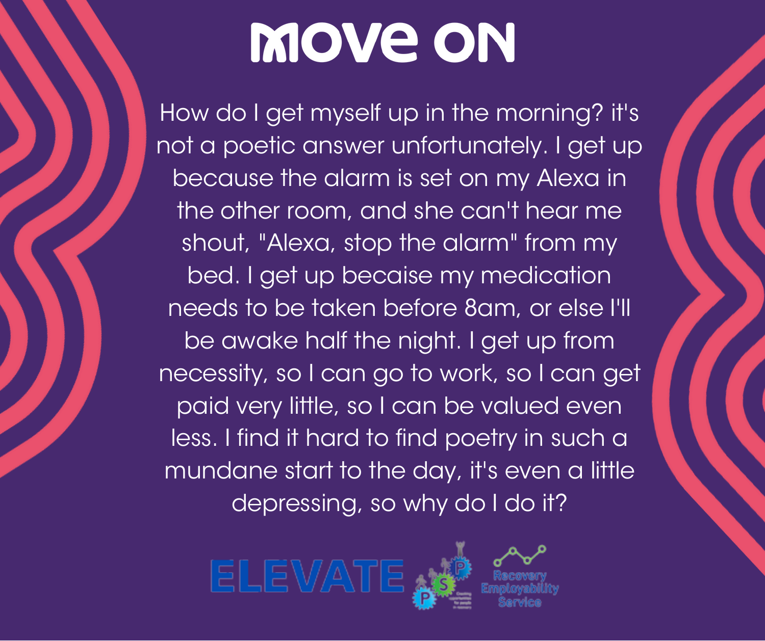# MOVE ON

How do I get myself up in the morning? it's not a poetic answer unfortunately. I get up because the alarm is set on my Alexa in the other room, and she can't hear me shout, "Alexa, stop the alarm" from my bed. I get up becaise my medication needs to be taken before 8am, or else I'll be awake half the night. I get up from necessity, so I can go to work, so I can get paid very little, so I can be valued even less. I find it hard to find poetry in such a mundane start to the day, it's even a little depressing, so why do I do it?

ELEVATE

Recovery Employability Service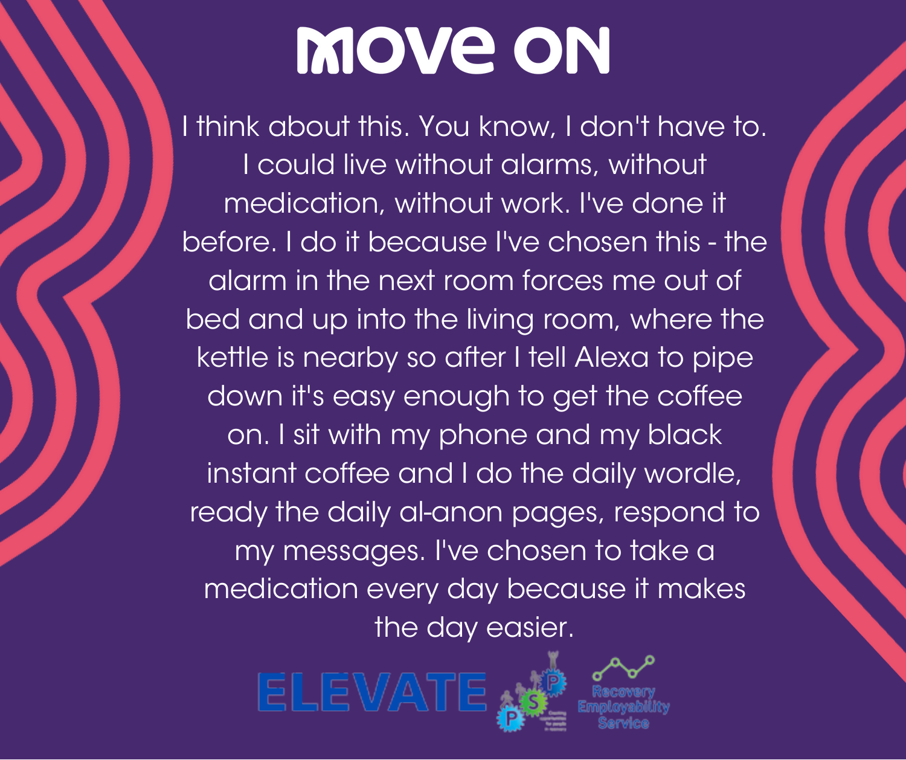# MOVE ON

I think about this. You know, I don't have to. I could live without alarms, without medication, without work. I've done it before. I do it because I've chosen this - the alarm in the next room forces me out of bed and up into the living room, where the kettle is nearby so after I tell Alexa to pipe down it's easy enough to get the coffee on. I sit with my phone and my black instant coffee and I do the daily wordle, ready the daily al-anon pages, respond to my messages. I've chosen to take a medication every day because it makes the day easier.

ELEVATE

Recovery Employability Service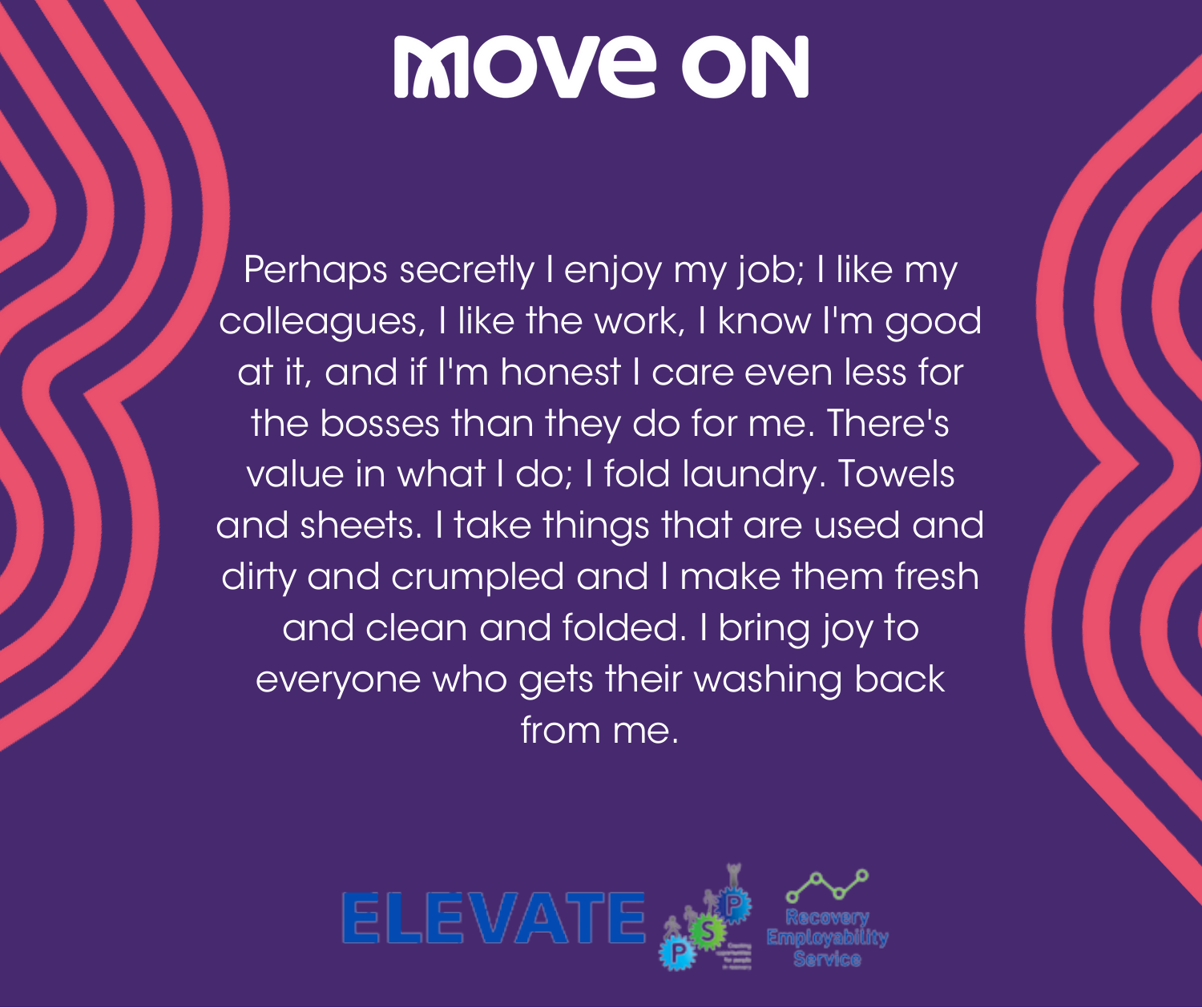# MOVE ON

Perhaps secretly I enjoy my job; I like my colleagues, I like the work, I know I'm good at it, and if I'm honest I care even less for the bosses than they do for me. There's value in what I do; I fold laundry. Towels and sheets. I take things that are used and dirty and crumpled and I make them fresh and clean and folded. I bring joy to everyone who gets their washing back from me.

ELEVATE

Recovery Employability Service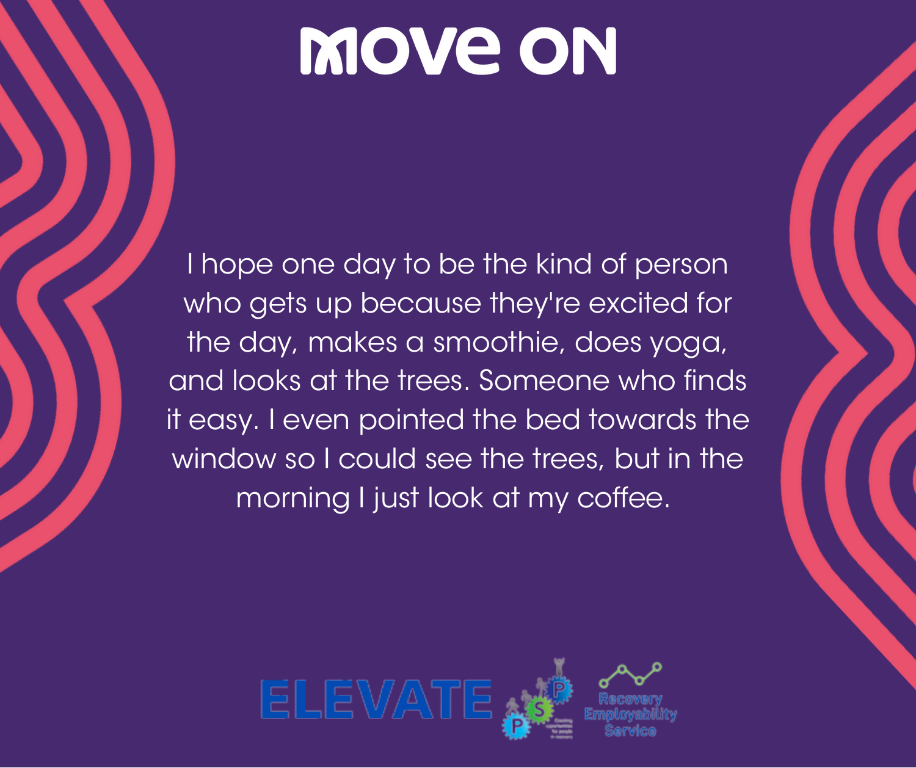# MOVE ON

I hope one day to be the kind of person who gets up because they're excited for the day, makes a smoothie, does yoga, and looks at the trees. Someone who finds it easy. I even pointed the bed towards the window so I could see the trees, but in the morning I just look at my coffee.

ELEVATE

Recovery Employability Service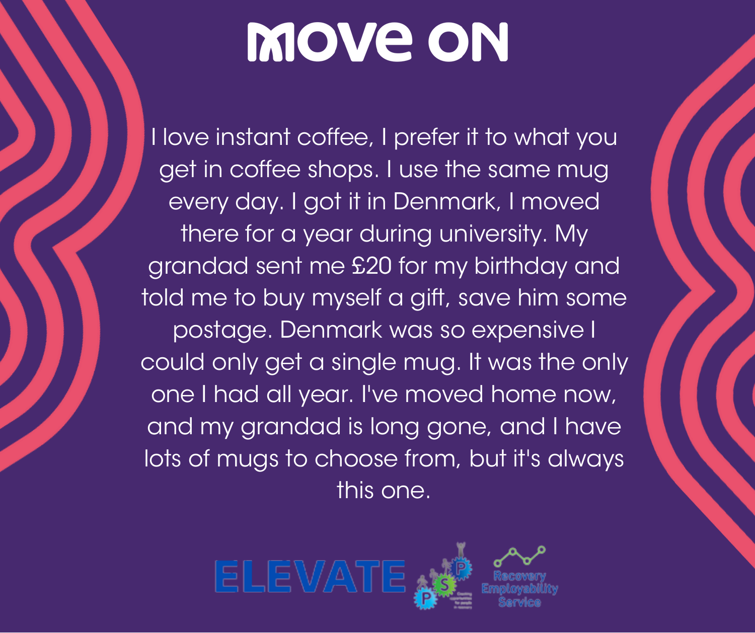# MOVE ON

I love instant coffee, I prefer it to what you get in coffee shops. I use the same mug every day. I got it in Denmark, I moved there for a year during university. My grandad sent me £20 for my birthday and told me to buy myself a gift, save him some postage. Denmark was so expensive I could only get a single mug. It was the only one I had all year. I've moved home now, and my grandad is long gone, and I have lots of mugs to choose from, but it's always this one.

ELEVATE

Recovery Employability Service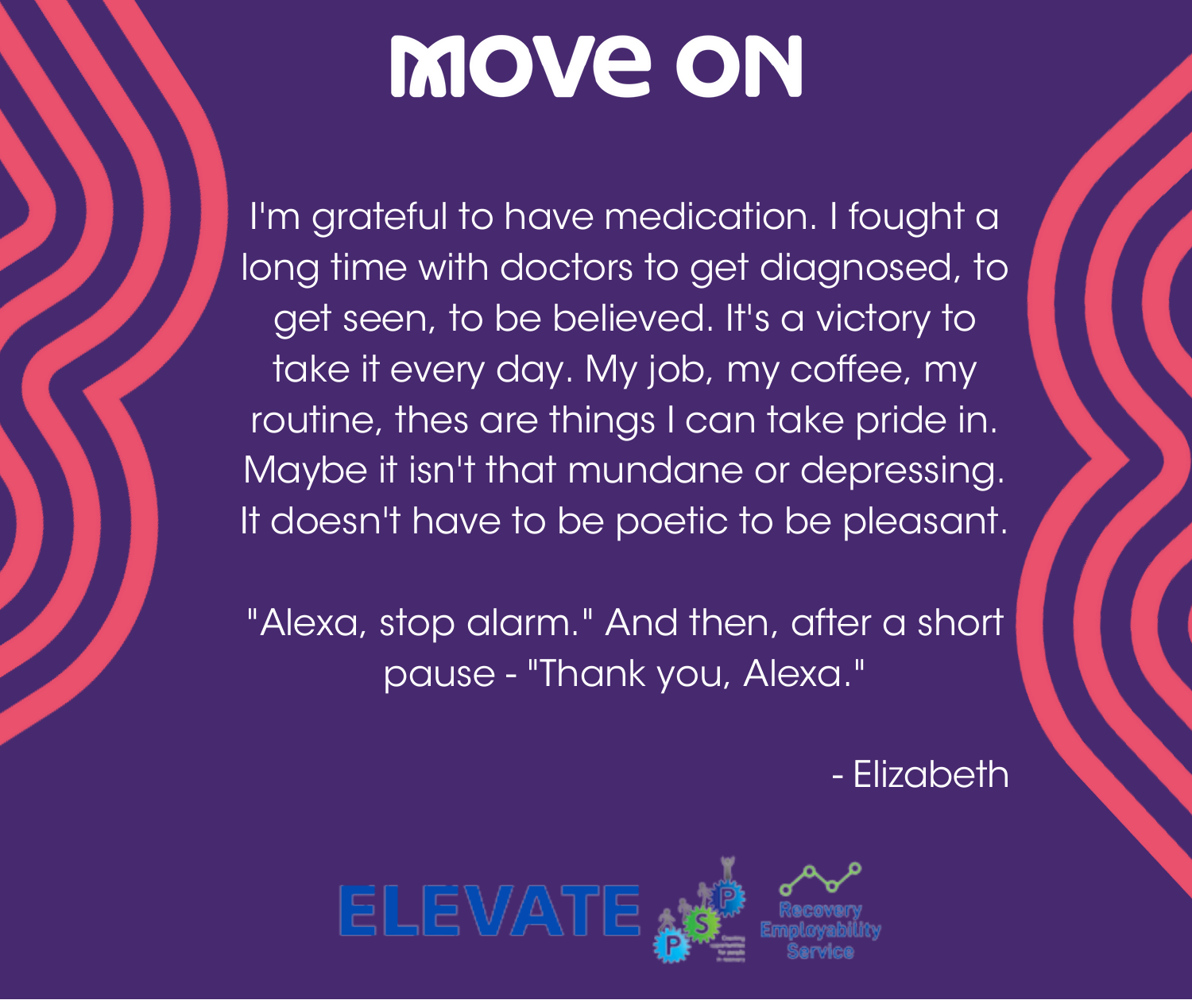# MOVE ON

I'm grateful to have medication. I fought a long time with doctors to get diagnosed, to get seen, to be believed. It's a victory to take it every day. My job, my coffee, my routine, thes are things I can take pride in. Maybe it isn't that mundane or depressing. It doesn't have to be poetic to be pleasant.

"Alexa, stop alarm." And then, after a short pause - "Thank you, Alexa."

- Elizabeth

ELEVATE

Recovery Employability Service